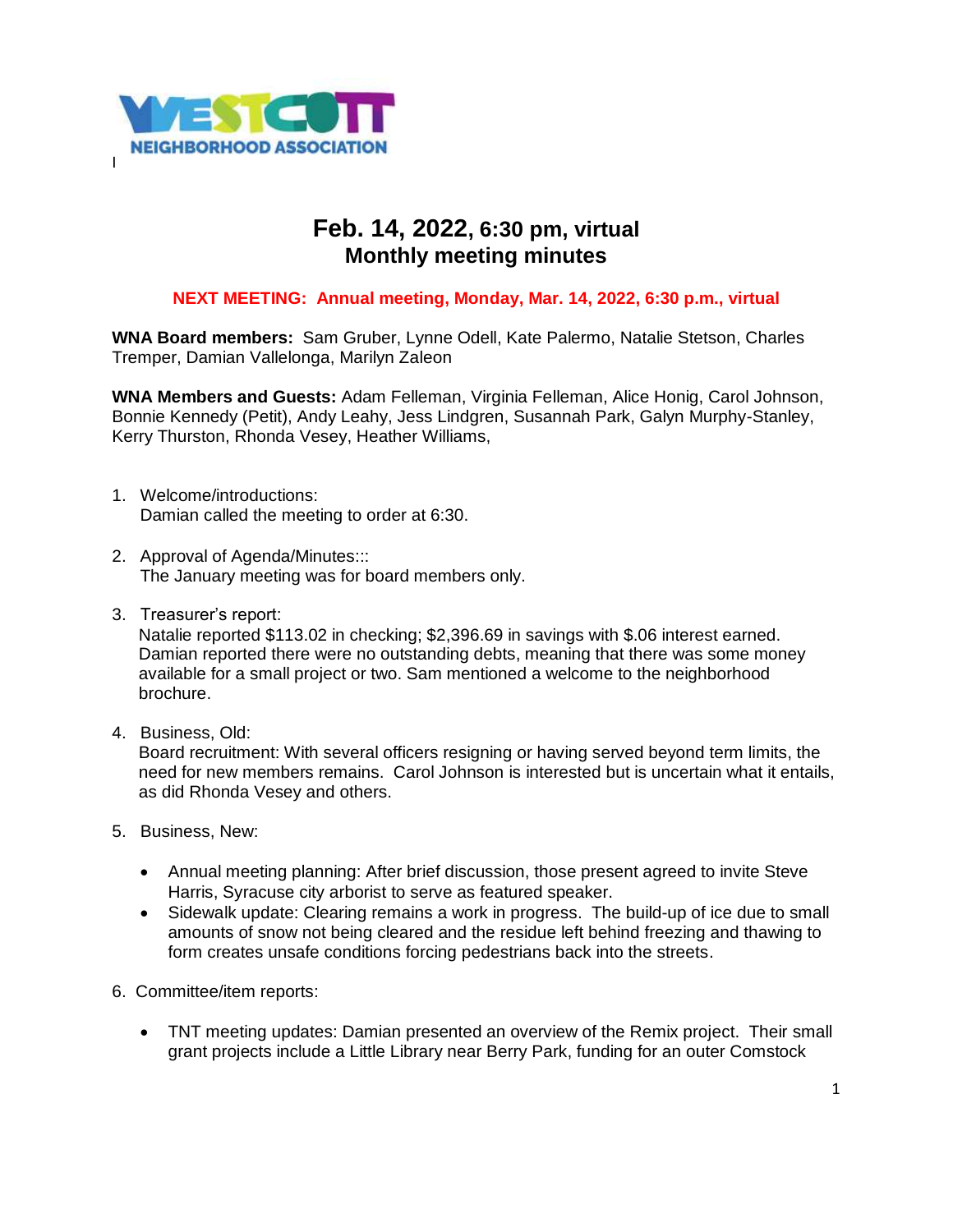WESTCOTT NEIGHBORHOOD ASSOCIATION

# Feb. 14, 2022, 6:30 pm, virtual
# Monthly meeting minutes

**NEXT MEETING: Annual meeting, Monday, Mar. 14, 2022, 6:30 p.m., virtual**

**WNA Board members:** Sam Gruber, Lynne Odell, Kate Palermo, Natalie Stetson, Charles Tremper, Damian Vallelonga, Marilyn Zaleon

**WNA Members and Guests:** Adam Felleman, Virginia Felleman, Alice Honig, Carol Johnson, Bonnie Kennedy (Petit), Andy Leahy, Jess Lindgren, Susannah Park, Galyn Murphy-Stanley, Kerry Thurston, Rhonda Vesey, Heather Williams,

1. Welcome/introductions:
   Damian called the meeting to order at 6:30.

2. Approval of Agenda/Minutes:::
   The January meeting was for board members only.

3. Treasurer's report:
   Natalie reported $113.02 in checking; $2,396.69 in savings with $.06 interest earned. Damian reported there were no outstanding debts, meaning that there was some money available for a small project or two. Sam mentioned a welcome to the neighborhood brochure.

4. Business, Old:
   Board recruitment: With several officers resigning or having served beyond term limits, the need for new members remains. Carol Johnson is interested but is uncertain what it entails, as did Rhonda Vesey and others.

5. Business, New:

   - Annual meeting planning: After brief discussion, those present agreed to invite Steve Harris, Syracuse city arborist to serve as featured speaker.
   - Sidewalk update: Clearing remains a work in progress. The build-up of ice due to small amounts of snow not being cleared and the residue left behind freezing and thawing to form creates unsafe conditions forcing pedestrians back into the streets.

6. Committee/item reports:

   - TNT meeting updates: Damian presented an overview of the Remix project. Their small grant projects include a Little Library near Berry Park, funding for an outer Comstock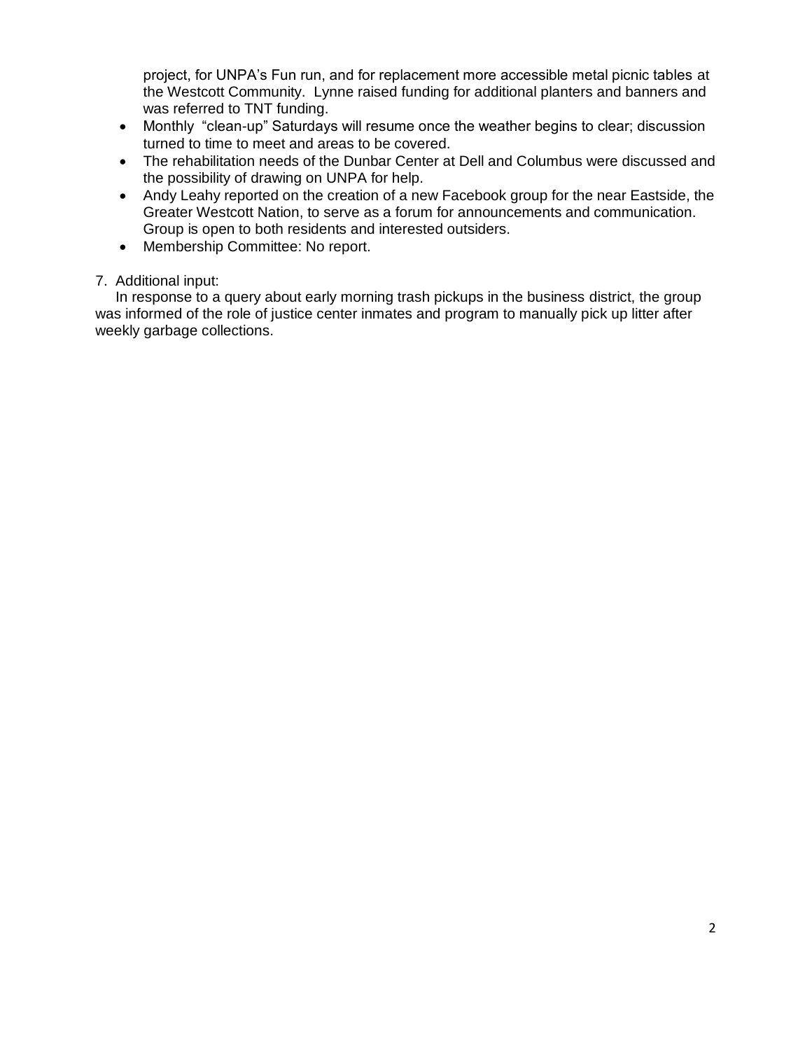project, for UNPA's Fun run, and for replacement more accessible metal picnic tables at the Westcott Community. Lynne raised funding for additional planters and banners and was referred to TNT funding.

- Monthly "clean-up" Saturdays will resume once the weather begins to clear; discussion turned to time to meet and areas to be covered.
- The rehabilitation needs of the Dunbar Center at Dell and Columbus were discussed and the possibility of drawing on UNPA for help.
- Andy Leahy reported on the creation of a new Facebook group for the near Eastside, the Greater Westcott Nation, to serve as a forum for announcements and communication. Group is open to both residents and interested outsiders.
- Membership Committee: No report.

7. Additional input:

In response to a query about early morning trash pickups in the business district, the group was informed of the role of justice center inmates and program to manually pick up litter after weekly garbage collections.